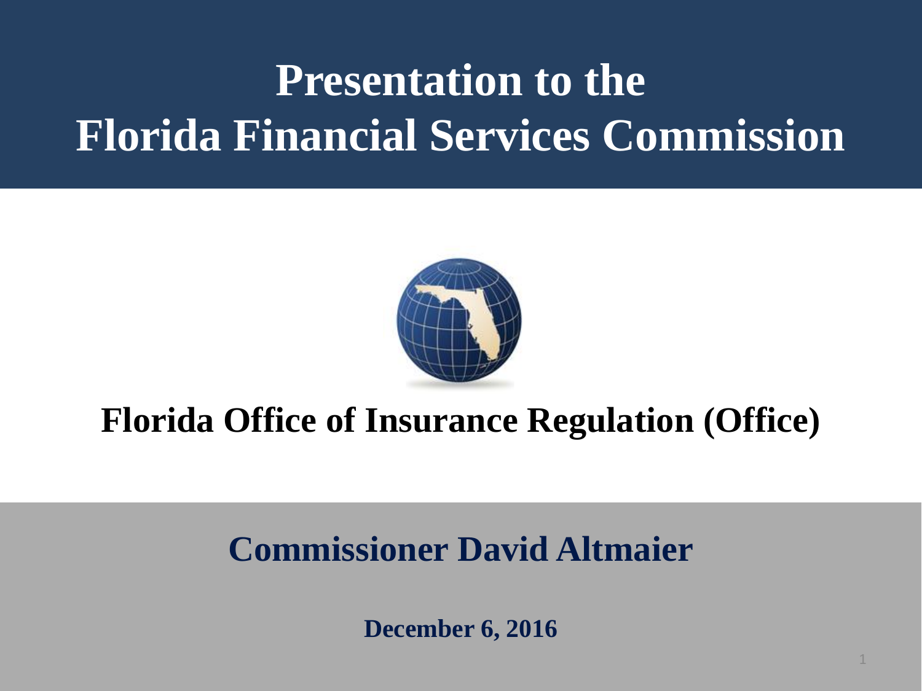# Presentation to the Florida Financial Services Commission

## Florida Office of Insurance Regulation (Office)

## Commissioner David Altmaier

**December 6, 2016**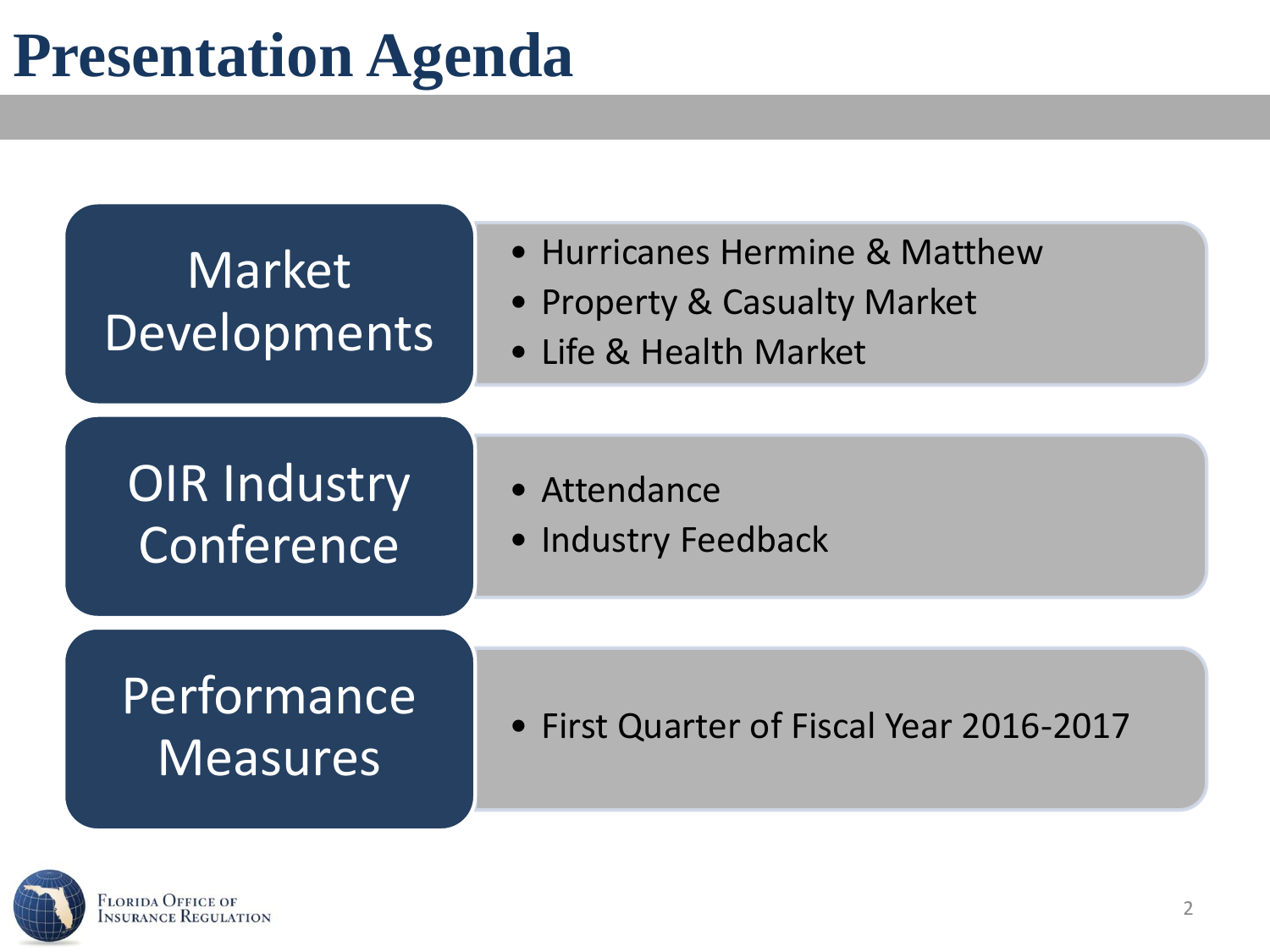# Presentation Agenda

## Market Developments

- Hurricanes Hermine & Matthew
- Property & Casualty Market
- Life & Health Market

## OIR Industry Conference

- Attendance
- Industry Feedback

## Performance Measures

- First Quarter of Fiscal Year 2016-2017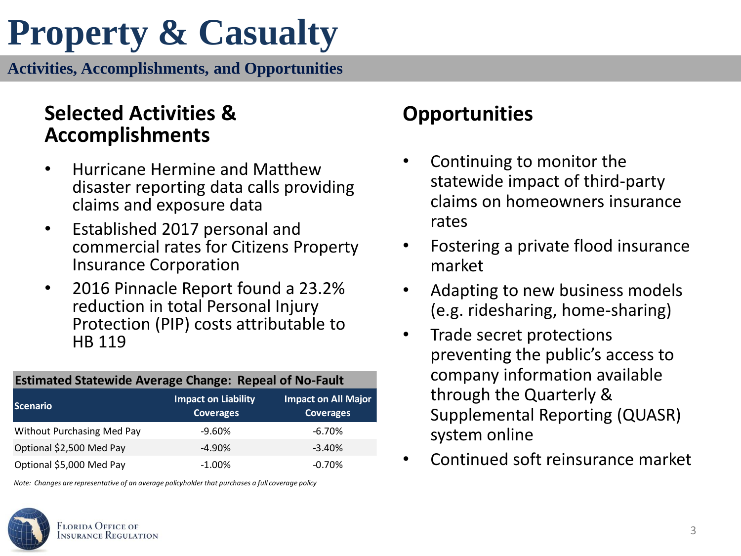# Property & Casualty

**Activities, Accomplishments, and Opportunities**

## Selected Activities & Accomplishments

- Hurricane Hermine and Matthew disaster reporting data calls providing claims and exposure data
- Established 2017 personal and commercial rates for Citizens Property Insurance Corporation
- 2016 Pinnacle Report found a 23.2% reduction in total Personal Injury Protection (PIP) costs attributable to HB 119

**Estimated Statewide Average Change: Repeal of No-Fault**

| Scenario | Impact on Liability Coverages | Impact on All Major Coverages |
|---|---|---|
| Without Purchasing Med Pay | -9.60% | -6.70% |
| Optional $2,500 Med Pay | -4.90% | -3.40% |
| Optional $5,000 Med Pay | -1.00% | -0.70% |

*Note: Changes are representative of an average policyholder that purchases a full coverage policy*

## Opportunities

- Continuing to monitor the statewide impact of third-party claims on homeowners insurance rates
- Fostering a private flood insurance market
- Adapting to new business models (e.g. ridesharing, home-sharing)
- Trade secret protections preventing the public's access to company information available through the Quarterly & Supplemental Reporting (QUASR) system online
- Continued soft reinsurance market

Florida Office of Insurance Regulation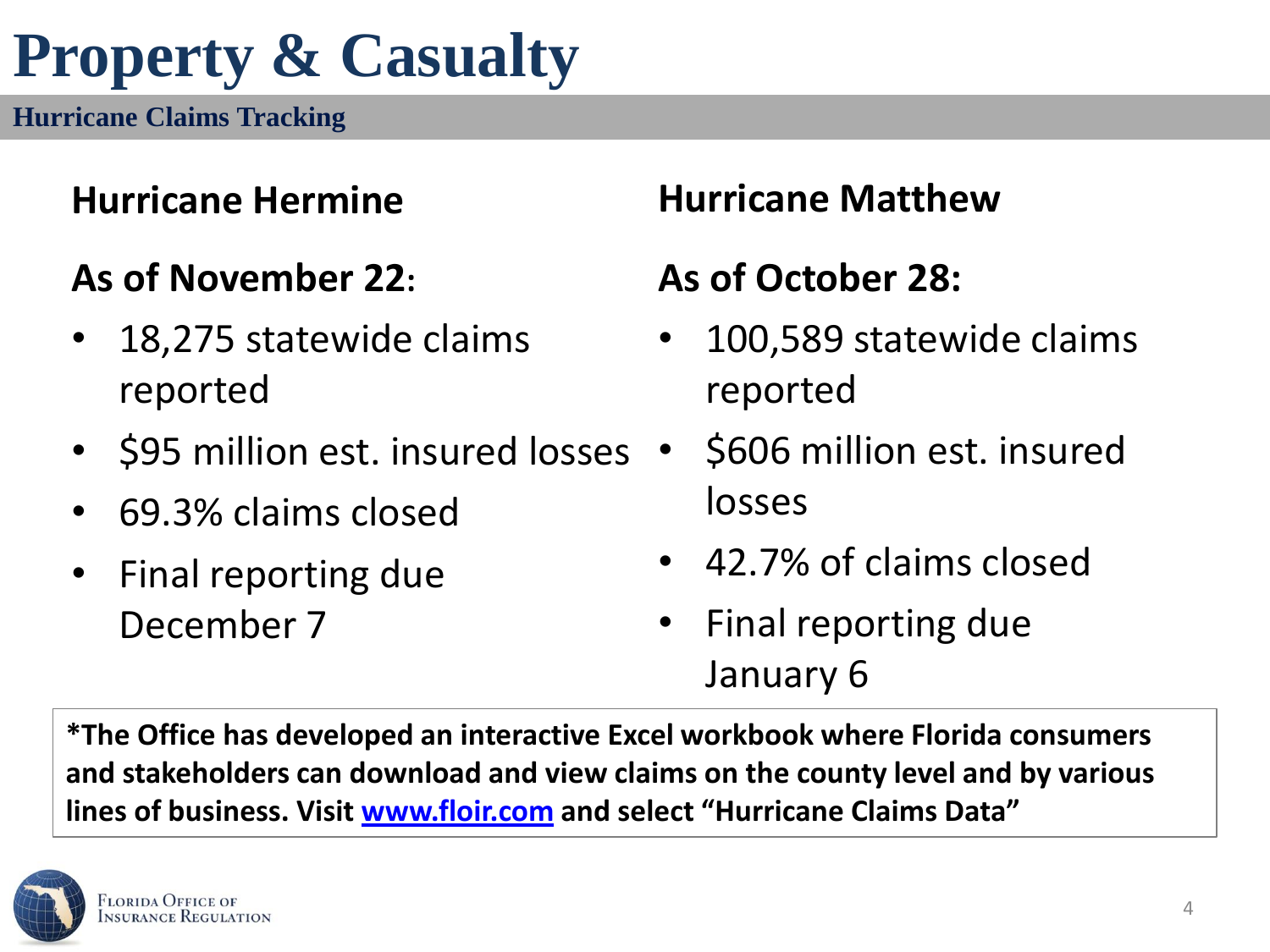# Property & Casualty

## Hurricane Claims Tracking

### Hurricane Hermine

**As of November 22:**

- 18,275 statewide claims reported
- $95 million est. insured losses
- 69.3% claims closed
- Final reporting due December 7

### Hurricane Matthew

**As of October 28:**

- 100,589 statewide claims reported
- $606 million est. insured losses
- 42.7% of claims closed
- Final reporting due January 6

**\*The Office has developed an interactive Excel workbook where Florida consumers and stakeholders can download and view claims on the county level and by various lines of business. Visit [www.floir.com](http://www.floir.com) and select "Hurricane Claims Data"**

Florida Office of Insurance Regulation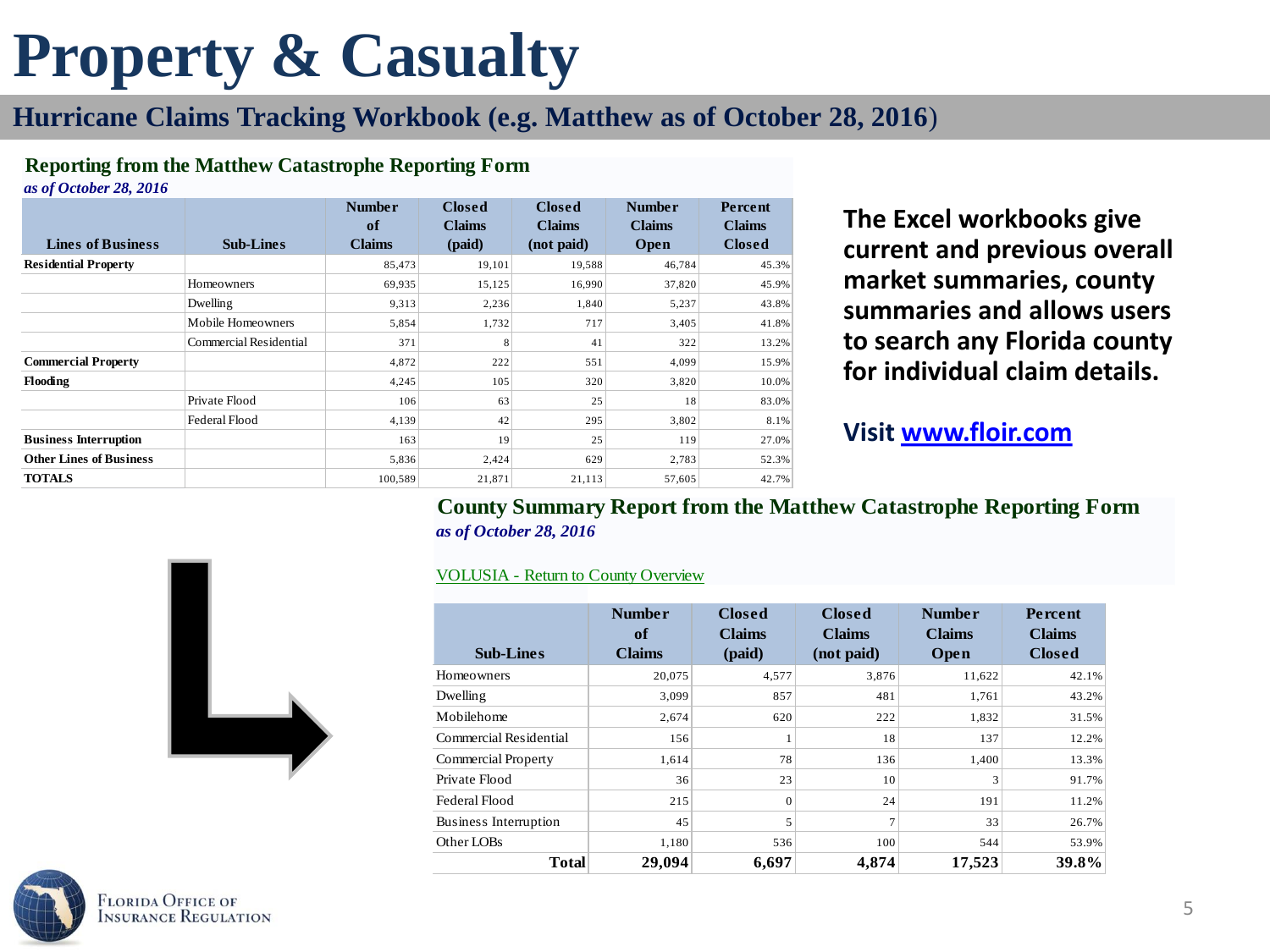# Property & Casualty

## Hurricane Claims Tracking Workbook (e.g. Matthew as of October 28, 2016)

### Reporting from the Matthew Catastrophe Reporting Form

*as of October 28, 2016*

| Lines of Business | Sub-Lines | Number of Claims | Closed Claims (paid) | Closed Claims (not paid) | Number Claims Open | Percent Claims Closed |
|---|---|---|---|---|---|---|
| **Residential Property** | | 85,473 | 19,101 | 19,588 | 46,784 | 45.3% |
| | Homeowners | 69,935 | 15,125 | 16,990 | 37,820 | 45.9% |
| | Dwelling | 9,313 | 2,236 | 1,840 | 5,237 | 43.8% |
| | Mobile Homeowners | 5,854 | 1,732 | 717 | 3,405 | 41.8% |
| | Commercial Residential | 371 | 8 | 41 | 322 | 13.2% |
| **Commercial Property** | | 4,872 | 222 | 551 | 4,099 | 15.9% |
| **Flooding** | | 4,245 | 105 | 320 | 3,820 | 10.0% |
| | Private Flood | 106 | 63 | 25 | 18 | 83.0% |
| | Federal Flood | 4,139 | 42 | 295 | 3,802 | 8.1% |
| **Business Interruption** | | 163 | 19 | 25 | 119 | 27.0% |
| **Other Lines of Business** | | 5,836 | 2,424 | 629 | 2,783 | 52.3% |
| **TOTALS** | | 100,589 | 21,871 | 21,113 | 57,605 | 42.7% |

**The Excel workbooks give current and previous overall market summaries, county summaries and allows users to search any Florida county for individual claim details.**

**Visit [www.floir.com](http://www.floir.com)**

### County Summary Report from the Matthew Catastrophe Reporting Form

*as of October 28, 2016*

VOLUSIA - Return to County Overview

| Sub-Lines | Number of Claims | Closed Claims (paid) | Closed Claims (not paid) | Number Claims Open | Percent Claims Closed |
|---|---|---|---|---|---|
| Homeowners | 20,075 | 4,577 | 3,876 | 11,622 | 42.1% |
| Dwelling | 3,099 | 857 | 481 | 1,761 | 43.2% |
| Mobilehome | 2,674 | 620 | 222 | 1,832 | 31.5% |
| Commercial Residential | 156 | 1 | 18 | 137 | 12.2% |
| Commercial Property | 1,614 | 78 | 136 | 1,400 | 13.3% |
| Private Flood | 36 | 23 | 10 | 3 | 91.7% |
| Federal Flood | 215 | 0 | 24 | 191 | 11.2% |
| Business Interruption | 45 | 5 | 7 | 33 | 26.7% |
| Other LOBs | 1,180 | 536 | 100 | 544 | 53.9% |
| **Total** | **29,094** | **6,697** | **4,874** | **17,523** | **39.8%** |

Florida Office of Insurance Regulation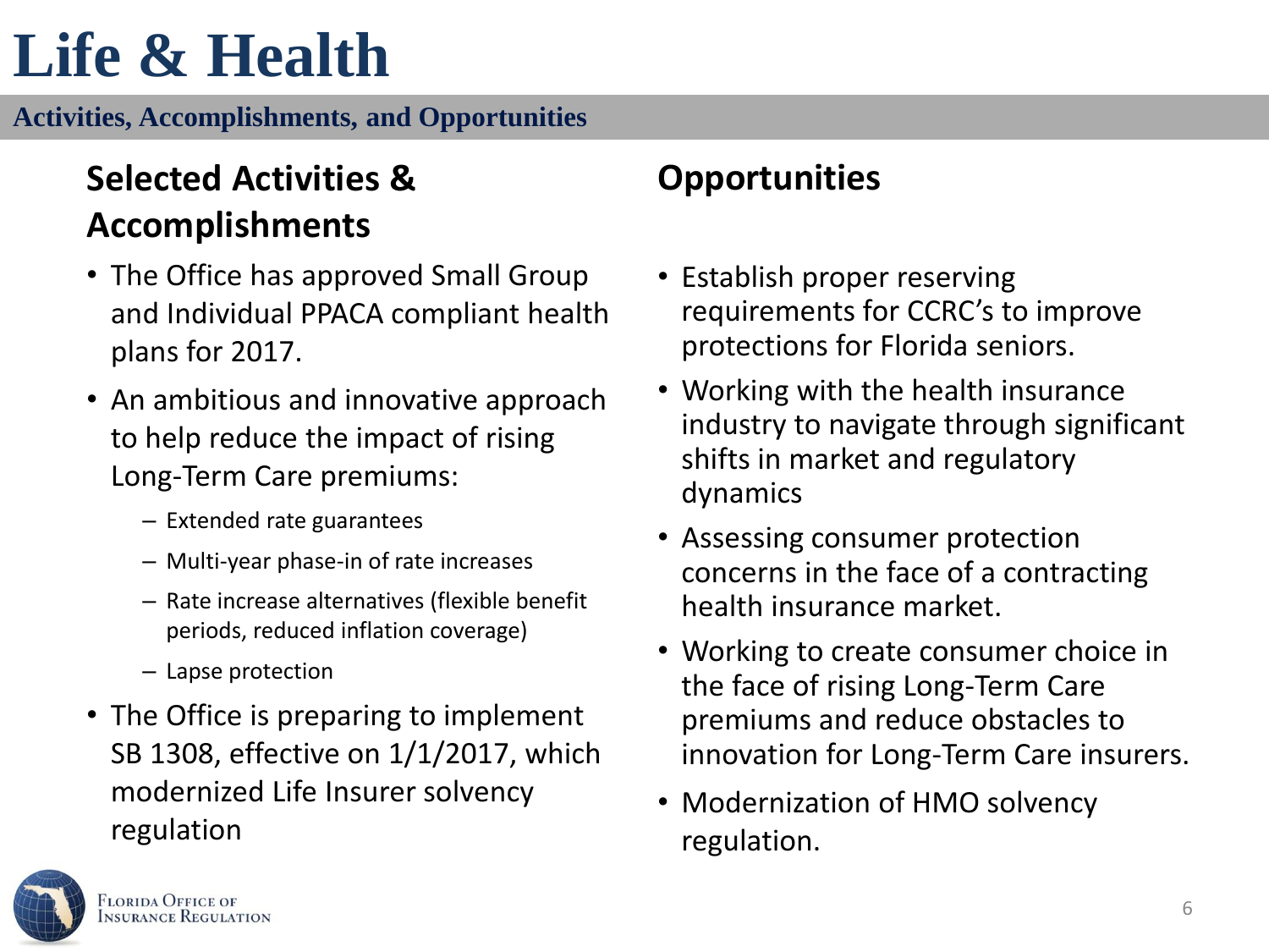# Life & Health

**Activities, Accomplishments, and Opportunities**

## Selected Activities & Accomplishments

- The Office has approved Small Group and Individual PPACA compliant health plans for 2017.
- An ambitious and innovative approach to help reduce the impact of rising Long-Term Care premiums:
  - Extended rate guarantees
  - Multi-year phase-in of rate increases
  - Rate increase alternatives (flexible benefit periods, reduced inflation coverage)
  - Lapse protection
- The Office is preparing to implement SB 1308, effective on 1/1/2017, which modernized Life Insurer solvency regulation

## Opportunities

- Establish proper reserving requirements for CCRC's to improve protections for Florida seniors.
- Working with the health insurance industry to navigate through significant shifts in market and regulatory dynamics
- Assessing consumer protection concerns in the face of a contracting health insurance market.
- Working to create consumer choice in the face of rising Long-Term Care premiums and reduce obstacles to innovation for Long-Term Care insurers.
- Modernization of HMO solvency regulation.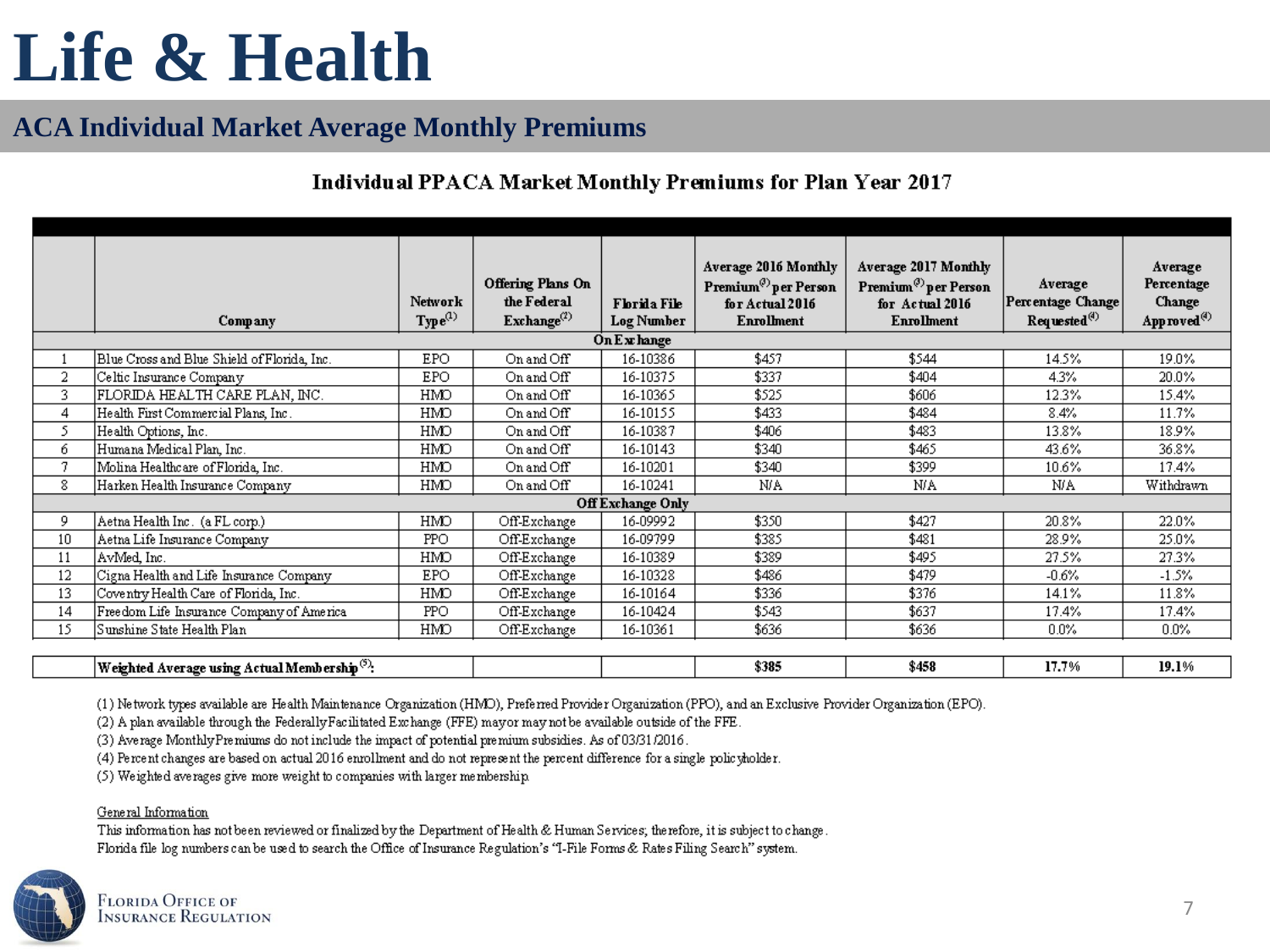# Life & Health

## ACA Individual Market Average Monthly Premiums

### Individual PPACA Market Monthly Premiums for Plan Year 2017

| | Company | Network Type[1] | Offering Plans On the Federal Exchange[2] | Florida File Log Number | Average 2016 Monthly Premium[3] per Person for Actual 2016 Enrollment | Average 2017 Monthly Premium[3] per Person for Actual 2016 Enrollment | Average Percentage Change Requested[4] | Average Percentage Change Approved[4] |
|---|---|---|---|---|---|---|---|---|
| | **On Exchange** | | | | | | | |
| 1 | Blue Cross and Blue Shield of Florida, Inc. | EPO | On and Off | 16-10386 | $457 | $544 | 14.5% | 19.0% |
| 2 | Celtic Insurance Company | EPO | On and Off | 16-10375 | $337 | $404 | 4.3% | 20.0% |
| 3 | FLORIDA HEALTH CARE PLAN, INC. | HMO | On and Off | 16-10365 | $525 | $606 | 12.3% | 15.4% |
| 4 | Health First Commercial Plans, Inc. | HMO | On and Off | 16-10155 | $433 | $484 | 8.4% | 11.7% |
| 5 | Health Options, Inc. | HMO | On and Off | 16-10387 | $406 | $483 | 13.8% | 18.9% |
| 6 | Humana Medical Plan, Inc. | HMO | On and Off | 16-10143 | $340 | $465 | 43.6% | 36.8% |
| 7 | Molina Healthcare of Florida, Inc. | HMO | On and Off | 16-10201 | $340 | $399 | 10.6% | 17.4% |
| 8 | Harken Health Insurance Company | HMO | On and Off | 16-10241 | N/A | N/A | N/A | Withdrawn |
| | **Off Exchange Only** | | | | | | | |
| 9 | Aetna Health Inc. (a FL corp.) | HMO | Off-Exchange | 16-09992 | $350 | $427 | 20.8% | 22.0% |
| 10 | Aetna Life Insurance Company | PPO | Off-Exchange | 16-09799 | $385 | $481 | 28.9% | 25.0% |
| 11 | AvMed, Inc. | HMO | Off-Exchange | 16-10389 | $389 | $495 | 27.5% | 27.3% |
| 12 | Cigna Health and Life Insurance Company | EPO | Off-Exchange | 16-10328 | $486 | $479 | -0.6% | -1.5% |
| 13 | Coventry Health Care of Florida, Inc. | HMO | Off-Exchange | 16-10164 | $336 | $376 | 14.1% | 11.8% |
| 14 | Freedom Life Insurance Company of America | PPO | Off-Exchange | 16-10424 | $543 | $637 | 17.4% | 17.4% |
| 15 | Sunshine State Health Plan | HMO | Off-Exchange | 16-10361 | $636 | $636 | 0.0% | 0.0% |
| | **Weighted Average using Actual Membership[5]:** | | | | **$385** | **$458** | **17.7%** | **19.1%** |

(1) Network types available are Health Maintenance Organization (HMO), Preferred Provider Organization (PPO), and an Exclusive Provider Organization (EPO).
(2) A plan available through the Federally Facilitated Exchange (FFE) may or may not be available outside of the FFE.
(3) Average Monthly Premiums do not include the impact of potential premium subsidies. As of 03/31/2016.
(4) Percent changes are based on actual 2016 enrollment and do not represent the percent difference for a single policyholder.
(5) Weighted averages give more weight to companies with larger membership.

General Information
This information has not been reviewed or finalized by the Department of Health & Human Services; therefore, it is subject to change.
Florida file log numbers can be used to search the Office of Insurance Regulation's "I-File Forms & Rates Filing Search" system.

Florida Office of Insurance Regulation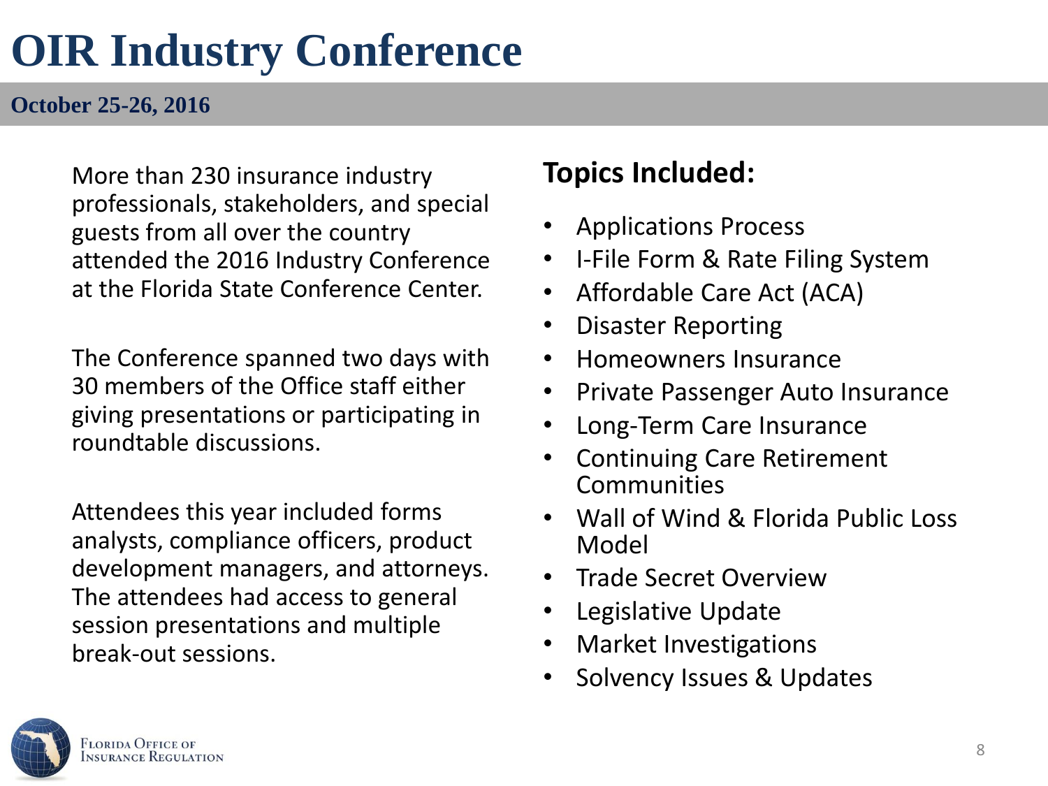# OIR Industry Conference

**October 25-26, 2016**

More than 230 insurance industry professionals, stakeholders, and special guests from all over the country attended the 2016 Industry Conference at the Florida State Conference Center.

The Conference spanned two days with 30 members of the Office staff either giving presentations or participating in roundtable discussions.

Attendees this year included forms analysts, compliance officers, product development managers, and attorneys. The attendees had access to general session presentations and multiple break-out sessions.

## Topics Included:

- Applications Process
- I-File Form & Rate Filing System
- Affordable Care Act (ACA)
- Disaster Reporting
- Homeowners Insurance
- Private Passenger Auto Insurance
- Long-Term Care Insurance
- Continuing Care Retirement Communities
- Wall of Wind & Florida Public Loss Model
- Trade Secret Overview
- Legislative Update
- Market Investigations
- Solvency Issues & Updates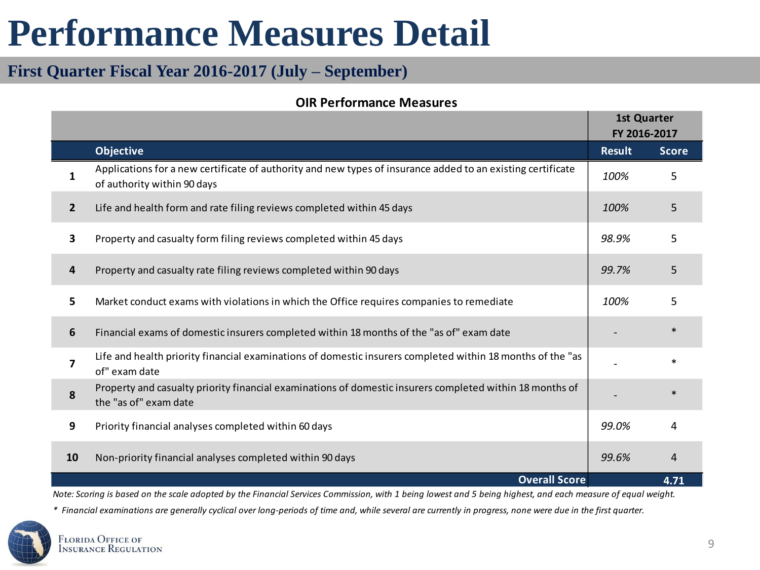# Performance Measures Detail

## First Quarter Fiscal Year 2016-2017 (July – September)

**OIR Performance Measures**

| | | 1st Quarter FY 2016-2017 | |
|---|---|---|---|
| | **Objective** | **Result** | **Score** |
| **1** | Applications for a new certificate of authority and new types of insurance added to an existing certificate of authority within 90 days | *100%* | 5 |
| **2** | Life and health form and rate filing reviews completed within 45 days | *100%* | 5 |
| **3** | Property and casualty form filing reviews completed within 45 days | *98.9%* | 5 |
| **4** | Property and casualty rate filing reviews completed within 90 days | *99.7%* | 5 |
| **5** | Market conduct exams with violations in which the Office requires companies to remediate | *100%* | 5 |
| **6** | Financial exams of domestic insurers completed within 18 months of the "as of" exam date | - | * |
| **7** | Life and health priority financial examinations of domestic insurers completed within 18 months of the "as of" exam date | - | * |
| **8** | Property and casualty priority financial examinations of domestic insurers completed within 18 months of the "as of" exam date | - | * |
| **9** | Priority financial analyses completed within 60 days | *99.0%* | 4 |
| **10** | Non-priority financial analyses completed within 90 days | *99.6%* | 4 |
| | **Overall Score** | | **4.71** |

*Note: Scoring is based on the scale adopted by the Financial Services Commission, with 1 being lowest and 5 being highest, and each measure of equal weight.*

\* *Financial examinations are generally cyclical over long-periods of time and, while several are currently in progress, none were due in the first quarter.*

Florida Office of Insurance Regulation